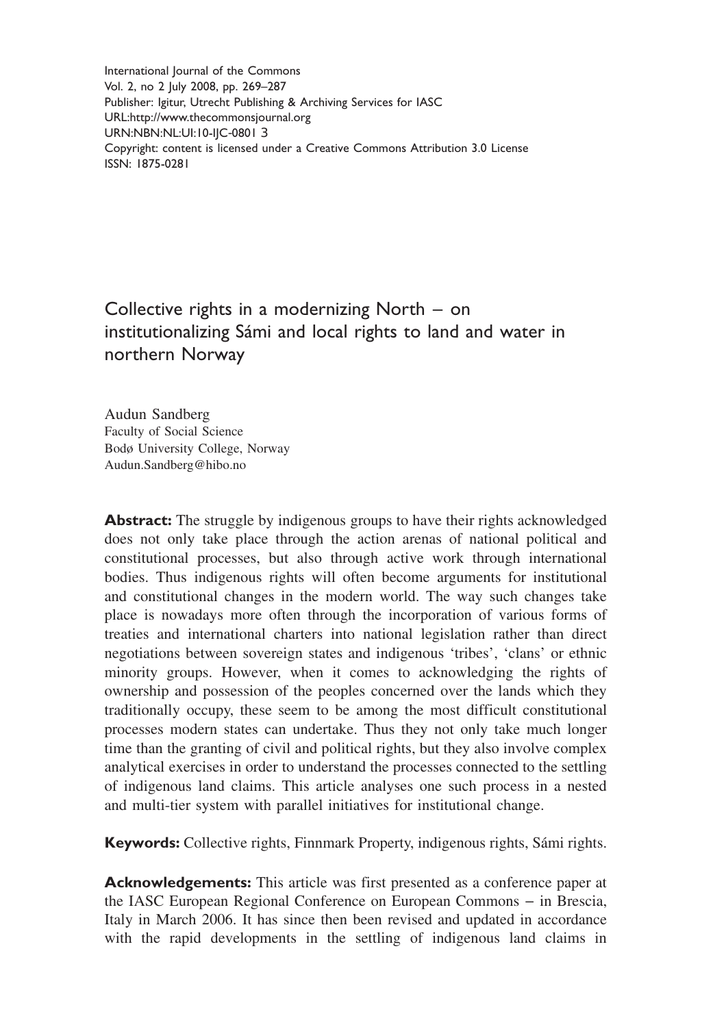International Journal of the Commons
Vol. 2, no 2 July 2008, pp. 269–287
Publisher: Igitur, Utrecht Publishing & Archiving Services for IASC
URL:http://www.thecommonsjournal.org
URN:NBN:NL:UI:10-IJC-0801 3
Copyright: content is licensed under a Creative Commons Attribution 3.0 License
ISSN: 1875-0281

# Collective rights in a modernizing North – on institutionalizing Sámi and local rights to land and water in northern Norway

Audun Sandberg
Faculty of Social Science
Bodø University College, Norway
Audun.Sandberg@hibo.no

**Abstract:** The struggle by indigenous groups to have their rights acknowledged does not only take place through the action arenas of national political and constitutional processes, but also through active work through international bodies. Thus indigenous rights will often become arguments for institutional and constitutional changes in the modern world. The way such changes take place is nowadays more often through the incorporation of various forms of treaties and international charters into national legislation rather than direct negotiations between sovereign states and indigenous 'tribes', 'clans' or ethnic minority groups. However, when it comes to acknowledging the rights of ownership and possession of the peoples concerned over the lands which they traditionally occupy, these seem to be among the most difficult constitutional processes modern states can undertake. Thus they not only take much longer time than the granting of civil and political rights, but they also involve complex analytical exercises in order to understand the processes connected to the settling of indigenous land claims. This article analyses one such process in a nested and multi-tier system with parallel initiatives for institutional change.

**Keywords:** Collective rights, Finnmark Property, indigenous rights, Sámi rights.

**Acknowledgements:** This article was first presented as a conference paper at the IASC European Regional Conference on European Commons – in Brescia, Italy in March 2006. It has since then been revised and updated in accordance with the rapid developments in the settling of indigenous land claims in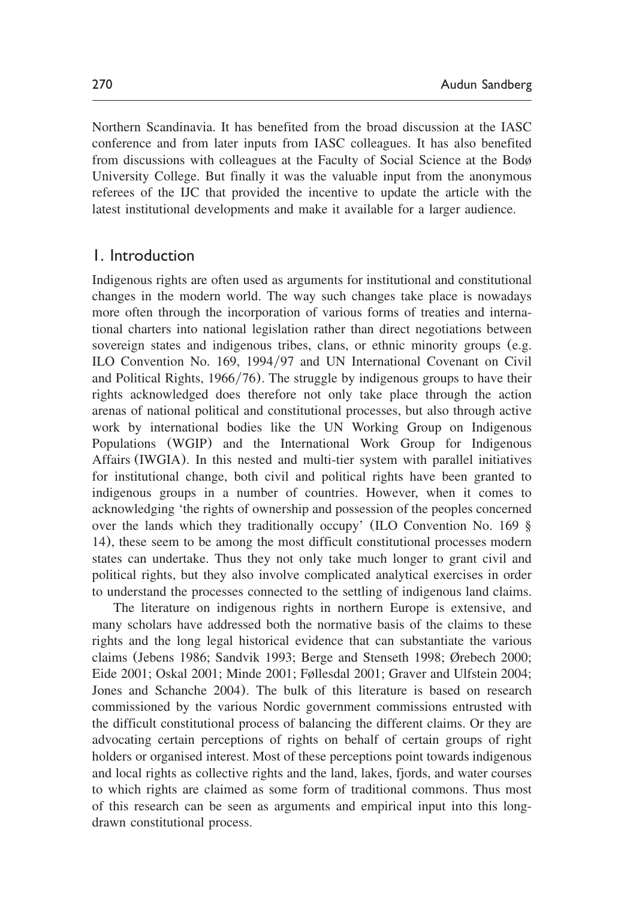Northern Scandinavia. It has benefited from the broad discussion at the IASC conference and from later inputs from IASC colleagues. It has also benefited from discussions with colleagues at the Faculty of Social Science at the Bodø University College. But finally it was the valuable input from the anonymous referees of the IJC that provided the incentive to update the article with the latest institutional developments and make it available for a larger audience.

## 1. Introduction

Indigenous rights are often used as arguments for institutional and constitutional changes in the modern world. The way such changes take place is nowadays more often through the incorporation of various forms of treaties and international charters into national legislation rather than direct negotiations between sovereign states and indigenous tribes, clans, or ethnic minority groups (e.g. ILO Convention No. 169, 1994/97 and UN International Covenant on Civil and Political Rights, 1966/76). The struggle by indigenous groups to have their rights acknowledged does therefore not only take place through the action arenas of national political and constitutional processes, but also through active work by international bodies like the UN Working Group on Indigenous Populations (WGIP) and the International Work Group for Indigenous Affairs (IWGIA). In this nested and multi-tier system with parallel initiatives for institutional change, both civil and political rights have been granted to indigenous groups in a number of countries. However, when it comes to acknowledging 'the rights of ownership and possession of the peoples concerned over the lands which they traditionally occupy' (ILO Convention No. 169 § 14), these seem to be among the most difficult constitutional processes modern states can undertake. Thus they not only take much longer to grant civil and political rights, but they also involve complicated analytical exercises in order to understand the processes connected to the settling of indigenous land claims.

The literature on indigenous rights in northern Europe is extensive, and many scholars have addressed both the normative basis of the claims to these rights and the long legal historical evidence that can substantiate the various claims (Jebens 1986; Sandvik 1993; Berge and Stenseth 1998; Ørebech 2000; Eide 2001; Oskal 2001; Minde 2001; Føllesdal 2001; Graver and Ulfstein 2004; Jones and Schanche 2004). The bulk of this literature is based on research commissioned by the various Nordic government commissions entrusted with the difficult constitutional process of balancing the different claims. Or they are advocating certain perceptions of rights on behalf of certain groups of right holders or organised interest. Most of these perceptions point towards indigenous and local rights as collective rights and the land, lakes, fjords, and water courses to which rights are claimed as some form of traditional commons. Thus most of this research can be seen as arguments and empirical input into this long-drawn constitutional process.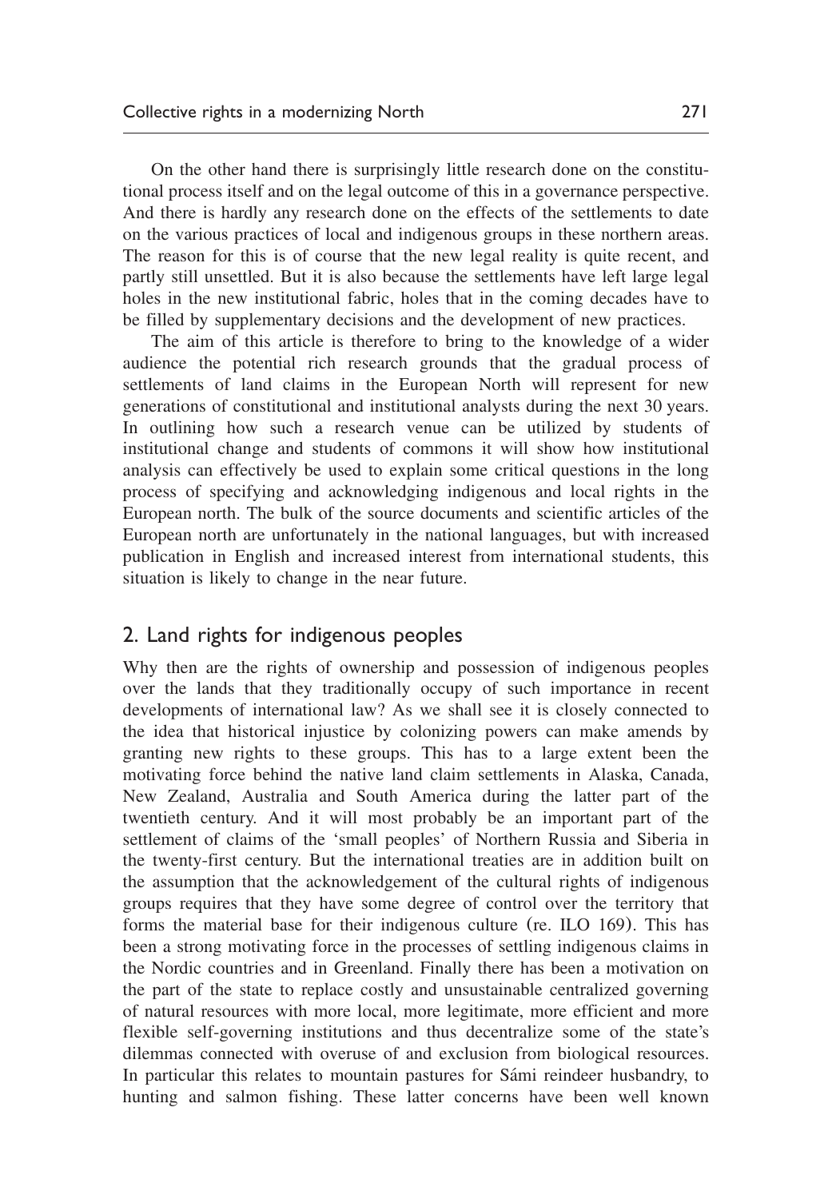On the other hand there is surprisingly little research done on the constitutional process itself and on the legal outcome of this in a governance perspective. And there is hardly any research done on the effects of the settlements to date on the various practices of local and indigenous groups in these northern areas. The reason for this is of course that the new legal reality is quite recent, and partly still unsettled. But it is also because the settlements have left large legal holes in the new institutional fabric, holes that in the coming decades have to be filled by supplementary decisions and the development of new practices.

The aim of this article is therefore to bring to the knowledge of a wider audience the potential rich research grounds that the gradual process of settlements of land claims in the European North will represent for new generations of constitutional and institutional analysts during the next 30 years. In outlining how such a research venue can be utilized by students of institutional change and students of commons it will show how institutional analysis can effectively be used to explain some critical questions in the long process of specifying and acknowledging indigenous and local rights in the European north. The bulk of the source documents and scientific articles of the European north are unfortunately in the national languages, but with increased publication in English and increased interest from international students, this situation is likely to change in the near future.

## 2. Land rights for indigenous peoples

Why then are the rights of ownership and possession of indigenous peoples over the lands that they traditionally occupy of such importance in recent developments of international law? As we shall see it is closely connected to the idea that historical injustice by colonizing powers can make amends by granting new rights to these groups. This has to a large extent been the motivating force behind the native land claim settlements in Alaska, Canada, New Zealand, Australia and South America during the latter part of the twentieth century. And it will most probably be an important part of the settlement of claims of the 'small peoples' of Northern Russia and Siberia in the twenty-first century. But the international treaties are in addition built on the assumption that the acknowledgement of the cultural rights of indigenous groups requires that they have some degree of control over the territory that forms the material base for their indigenous culture (re. ILO 169). This has been a strong motivating force in the processes of settling indigenous claims in the Nordic countries and in Greenland. Finally there has been a motivation on the part of the state to replace costly and unsustainable centralized governing of natural resources with more local, more legitimate, more efficient and more flexible self-governing institutions and thus decentralize some of the state's dilemmas connected with overuse of and exclusion from biological resources. In particular this relates to mountain pastures for Sámi reindeer husbandry, to hunting and salmon fishing. These latter concerns have been well known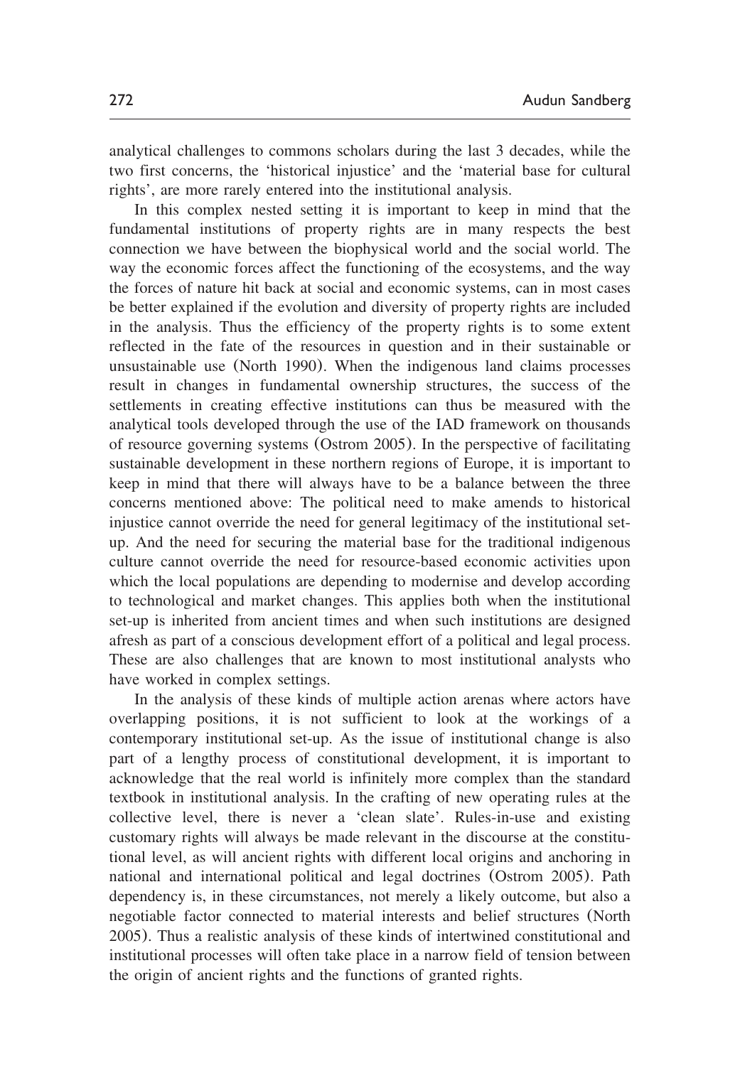analytical challenges to commons scholars during the last 3 decades, while the two first concerns, the 'historical injustice' and the 'material base for cultural rights', are more rarely entered into the institutional analysis.

In this complex nested setting it is important to keep in mind that the fundamental institutions of property rights are in many respects the best connection we have between the biophysical world and the social world. The way the economic forces affect the functioning of the ecosystems, and the way the forces of nature hit back at social and economic systems, can in most cases be better explained if the evolution and diversity of property rights are included in the analysis. Thus the efficiency of the property rights is to some extent reflected in the fate of the resources in question and in their sustainable or unsustainable use (North 1990). When the indigenous land claims processes result in changes in fundamental ownership structures, the success of the settlements in creating effective institutions can thus be measured with the analytical tools developed through the use of the IAD framework on thousands of resource governing systems (Ostrom 2005). In the perspective of facilitating sustainable development in these northern regions of Europe, it is important to keep in mind that there will always have to be a balance between the three concerns mentioned above: The political need to make amends to historical injustice cannot override the need for general legitimacy of the institutional set-up. And the need for securing the material base for the traditional indigenous culture cannot override the need for resource-based economic activities upon which the local populations are depending to modernise and develop according to technological and market changes. This applies both when the institutional set-up is inherited from ancient times and when such institutions are designed afresh as part of a conscious development effort of a political and legal process. These are also challenges that are known to most institutional analysts who have worked in complex settings.

In the analysis of these kinds of multiple action arenas where actors have overlapping positions, it is not sufficient to look at the workings of a contemporary institutional set-up. As the issue of institutional change is also part of a lengthy process of constitutional development, it is important to acknowledge that the real world is infinitely more complex than the standard textbook in institutional analysis. In the crafting of new operating rules at the collective level, there is never a 'clean slate'. Rules-in-use and existing customary rights will always be made relevant in the discourse at the constitutional level, as will ancient rights with different local origins and anchoring in national and international political and legal doctrines (Ostrom 2005). Path dependency is, in these circumstances, not merely a likely outcome, but also a negotiable factor connected to material interests and belief structures (North 2005). Thus a realistic analysis of these kinds of intertwined constitutional and institutional processes will often take place in a narrow field of tension between the origin of ancient rights and the functions of granted rights.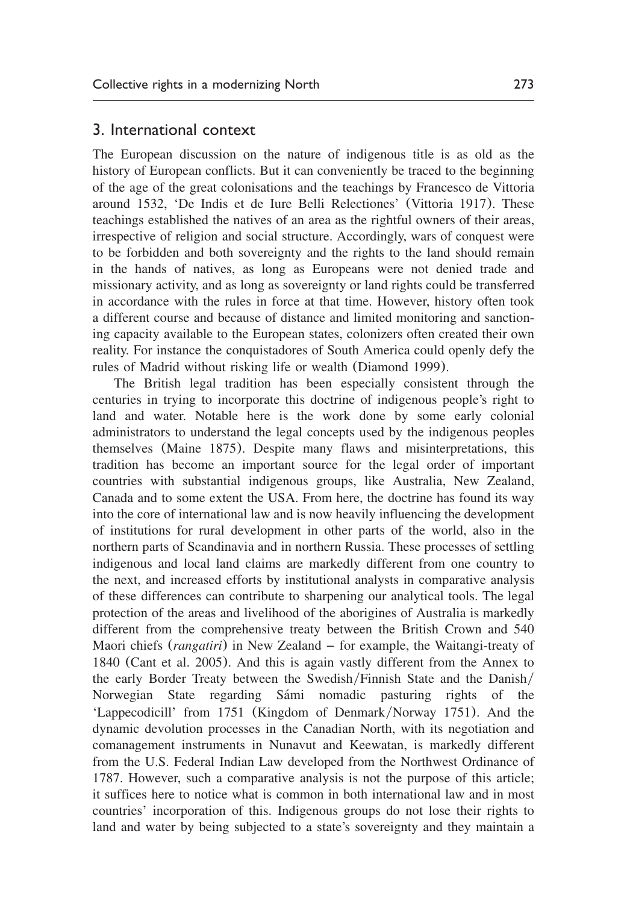## 3. International context

The European discussion on the nature of indigenous title is as old as the history of European conflicts. But it can conveniently be traced to the beginning of the age of the great colonisations and the teachings by Francesco de Vittoria around 1532, 'De Indis et de Iure Belli Relectiones' (Vittoria 1917). These teachings established the natives of an area as the rightful owners of their areas, irrespective of religion and social structure. Accordingly, wars of conquest were to be forbidden and both sovereignty and the rights to the land should remain in the hands of natives, as long as Europeans were not denied trade and missionary activity, and as long as sovereignty or land rights could be transferred in accordance with the rules in force at that time. However, history often took a different course and because of distance and limited monitoring and sanctioning capacity available to the European states, colonizers often created their own reality. For instance the conquistadores of South America could openly defy the rules of Madrid without risking life or wealth (Diamond 1999).

The British legal tradition has been especially consistent through the centuries in trying to incorporate this doctrine of indigenous people's right to land and water. Notable here is the work done by some early colonial administrators to understand the legal concepts used by the indigenous peoples themselves (Maine 1875). Despite many flaws and misinterpretations, this tradition has become an important source for the legal order of important countries with substantial indigenous groups, like Australia, New Zealand, Canada and to some extent the USA. From here, the doctrine has found its way into the core of international law and is now heavily influencing the development of institutions for rural development in other parts of the world, also in the northern parts of Scandinavia and in northern Russia. These processes of settling indigenous and local land claims are markedly different from one country to the next, and increased efforts by institutional analysts in comparative analysis of these differences can contribute to sharpening our analytical tools. The legal protection of the areas and livelihood of the aborigines of Australia is markedly different from the comprehensive treaty between the British Crown and 540 Maori chiefs (*rangatiri*) in New Zealand – for example, the Waitangi-treaty of 1840 (Cant et al. 2005). And this is again vastly different from the Annex to the early Border Treaty between the Swedish/Finnish State and the Danish/Norwegian State regarding Sámi nomadic pasturing rights of the 'Lappecodicill' from 1751 (Kingdom of Denmark/Norway 1751). And the dynamic devolution processes in the Canadian North, with its negotiation and comanagement instruments in Nunavut and Keewatan, is markedly different from the U.S. Federal Indian Law developed from the Northwest Ordinance of 1787. However, such a comparative analysis is not the purpose of this article; it suffices here to notice what is common in both international law and in most countries' incorporation of this. Indigenous groups do not lose their rights to land and water by being subjected to a state's sovereignty and they maintain a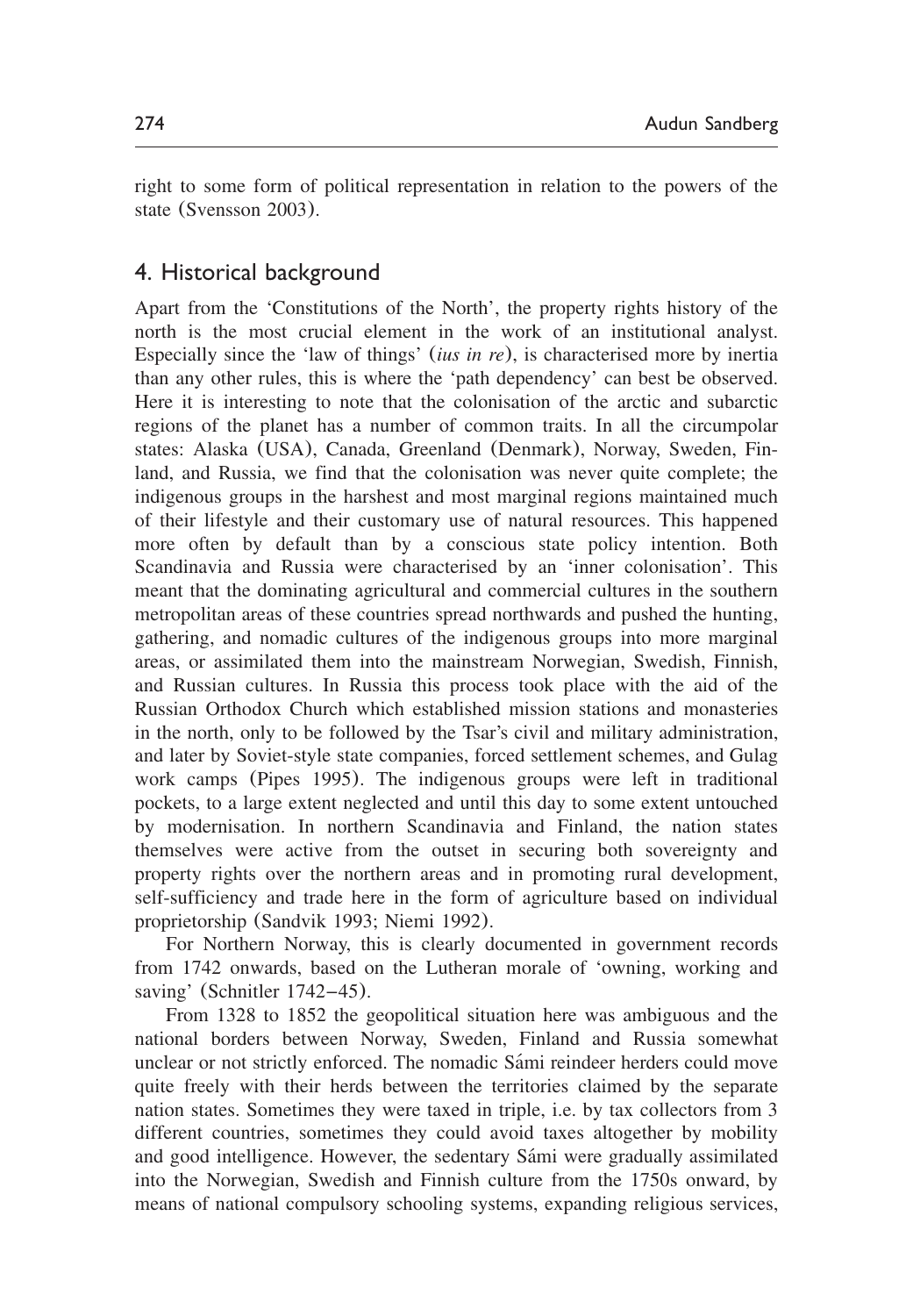right to some form of political representation in relation to the powers of the state (Svensson 2003).

## 4. Historical background

Apart from the 'Constitutions of the North', the property rights history of the north is the most crucial element in the work of an institutional analyst. Especially since the 'law of things' (*ius in re*), is characterised more by inertia than any other rules, this is where the 'path dependency' can best be observed. Here it is interesting to note that the colonisation of the arctic and subarctic regions of the planet has a number of common traits. In all the circumpolar states: Alaska (USA), Canada, Greenland (Denmark), Norway, Sweden, Finland, and Russia, we find that the colonisation was never quite complete; the indigenous groups in the harshest and most marginal regions maintained much of their lifestyle and their customary use of natural resources. This happened more often by default than by a conscious state policy intention. Both Scandinavia and Russia were characterised by an 'inner colonisation'. This meant that the dominating agricultural and commercial cultures in the southern metropolitan areas of these countries spread northwards and pushed the hunting, gathering, and nomadic cultures of the indigenous groups into more marginal areas, or assimilated them into the mainstream Norwegian, Swedish, Finnish, and Russian cultures. In Russia this process took place with the aid of the Russian Orthodox Church which established mission stations and monasteries in the north, only to be followed by the Tsar's civil and military administration, and later by Soviet-style state companies, forced settlement schemes, and Gulag work camps (Pipes 1995). The indigenous groups were left in traditional pockets, to a large extent neglected and until this day to some extent untouched by modernisation. In northern Scandinavia and Finland, the nation states themselves were active from the outset in securing both sovereignty and property rights over the northern areas and in promoting rural development, self-sufficiency and trade here in the form of agriculture based on individual proprietorship (Sandvik 1993; Niemi 1992).

For Northern Norway, this is clearly documented in government records from 1742 onwards, based on the Lutheran morale of 'owning, working and saving' (Schnitler 1742–45).

From 1328 to 1852 the geopolitical situation here was ambiguous and the national borders between Norway, Sweden, Finland and Russia somewhat unclear or not strictly enforced. The nomadic Sámi reindeer herders could move quite freely with their herds between the territories claimed by the separate nation states. Sometimes they were taxed in triple, i.e. by tax collectors from 3 different countries, sometimes they could avoid taxes altogether by mobility and good intelligence. However, the sedentary Sámi were gradually assimilated into the Norwegian, Swedish and Finnish culture from the 1750s onward, by means of national compulsory schooling systems, expanding religious services,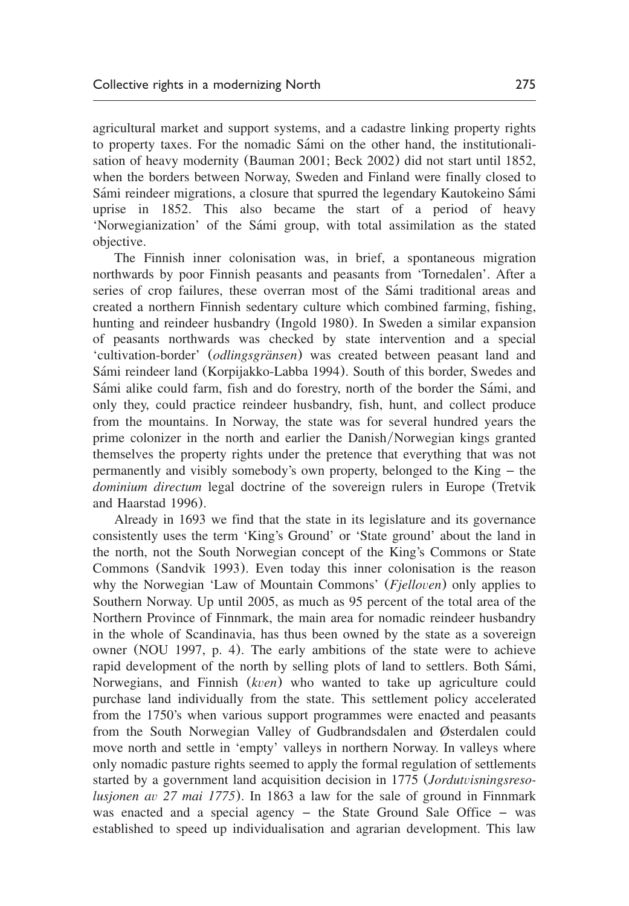agricultural market and support systems, and a cadastre linking property rights to property taxes. For the nomadic Sámi on the other hand, the institutionalisation of heavy modernity (Bauman 2001; Beck 2002) did not start until 1852, when the borders between Norway, Sweden and Finland were finally closed to Sámi reindeer migrations, a closure that spurred the legendary Kautokeino Sámi uprise in 1852. This also became the start of a period of heavy 'Norwegianization' of the Sámi group, with total assimilation as the stated objective.

The Finnish inner colonisation was, in brief, a spontaneous migration northwards by poor Finnish peasants and peasants from 'Tornedalen'. After a series of crop failures, these overran most of the Sámi traditional areas and created a northern Finnish sedentary culture which combined farming, fishing, hunting and reindeer husbandry (Ingold 1980). In Sweden a similar expansion of peasants northwards was checked by state intervention and a special 'cultivation-border' (*odlingsgränsen*) was created between peasant land and Sámi reindeer land (Korpijakko-Labba 1994). South of this border, Swedes and Sámi alike could farm, fish and do forestry, north of the border the Sámi, and only they, could practice reindeer husbandry, fish, hunt, and collect produce from the mountains. In Norway, the state was for several hundred years the prime colonizer in the north and earlier the Danish/Norwegian kings granted themselves the property rights under the pretence that everything that was not permanently and visibly somebody's own property, belonged to the King – the *dominium directum* legal doctrine of the sovereign rulers in Europe (Tretvik and Haarstad 1996).

Already in 1693 we find that the state in its legislature and its governance consistently uses the term 'King's Ground' or 'State ground' about the land in the north, not the South Norwegian concept of the King's Commons or State Commons (Sandvik 1993). Even today this inner colonisation is the reason why the Norwegian 'Law of Mountain Commons' (*Fjelloven*) only applies to Southern Norway. Up until 2005, as much as 95 percent of the total area of the Northern Province of Finnmark, the main area for nomadic reindeer husbandry in the whole of Scandinavia, has thus been owned by the state as a sovereign owner (NOU 1997, p. 4). The early ambitions of the state were to achieve rapid development of the north by selling plots of land to settlers. Both Sámi, Norwegians, and Finnish (*kven*) who wanted to take up agriculture could purchase land individually from the state. This settlement policy accelerated from the 1750's when various support programmes were enacted and peasants from the South Norwegian Valley of Gudbrandsdalen and Østerdalen could move north and settle in 'empty' valleys in northern Norway. In valleys where only nomadic pasture rights seemed to apply the formal regulation of settlements started by a government land acquisition decision in 1775 (*Jordutvisningsresolusjonen av 27 mai 1775*). In 1863 a law for the sale of ground in Finnmark was enacted and a special agency – the State Ground Sale Office – was established to speed up individualisation and agrarian development. This law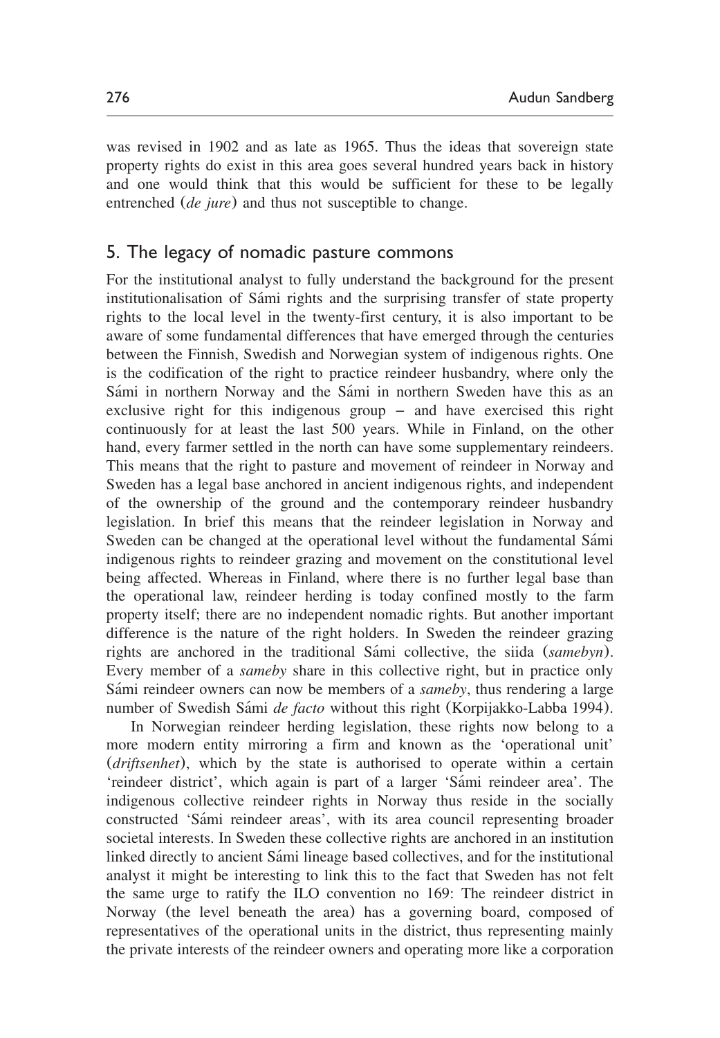was revised in 1902 and as late as 1965. Thus the ideas that sovereign state property rights do exist in this area goes several hundred years back in history and one would think that this would be sufficient for these to be legally entrenched (*de jure*) and thus not susceptible to change.

## 5. The legacy of nomadic pasture commons

For the institutional analyst to fully understand the background for the present institutionalisation of Sámi rights and the surprising transfer of state property rights to the local level in the twenty-first century, it is also important to be aware of some fundamental differences that have emerged through the centuries between the Finnish, Swedish and Norwegian system of indigenous rights. One is the codification of the right to practice reindeer husbandry, where only the Sámi in northern Norway and the Sámi in northern Sweden have this as an exclusive right for this indigenous group – and have exercised this right continuously for at least the last 500 years. While in Finland, on the other hand, every farmer settled in the north can have some supplementary reindeers. This means that the right to pasture and movement of reindeer in Norway and Sweden has a legal base anchored in ancient indigenous rights, and independent of the ownership of the ground and the contemporary reindeer husbandry legislation. In brief this means that the reindeer legislation in Norway and Sweden can be changed at the operational level without the fundamental Sámi indigenous rights to reindeer grazing and movement on the constitutional level being affected. Whereas in Finland, where there is no further legal base than the operational law, reindeer herding is today confined mostly to the farm property itself; there are no independent nomadic rights. But another important difference is the nature of the right holders. In Sweden the reindeer grazing rights are anchored in the traditional Sámi collective, the siida (*samebyn*). Every member of a *sameby* share in this collective right, but in practice only Sámi reindeer owners can now be members of a *sameby*, thus rendering a large number of Swedish Sámi *de facto* without this right (Korpijakko-Labba 1994).

In Norwegian reindeer herding legislation, these rights now belong to a more modern entity mirroring a firm and known as the 'operational unit' (*driftsenhet*), which by the state is authorised to operate within a certain 'reindeer district', which again is part of a larger 'Sámi reindeer area'. The indigenous collective reindeer rights in Norway thus reside in the socially constructed 'Sámi reindeer areas', with its area council representing broader societal interests. In Sweden these collective rights are anchored in an institution linked directly to ancient Sámi lineage based collectives, and for the institutional analyst it might be interesting to link this to the fact that Sweden has not felt the same urge to ratify the ILO convention no 169: The reindeer district in Norway (the level beneath the area) has a governing board, composed of representatives of the operational units in the district, thus representing mainly the private interests of the reindeer owners and operating more like a corporation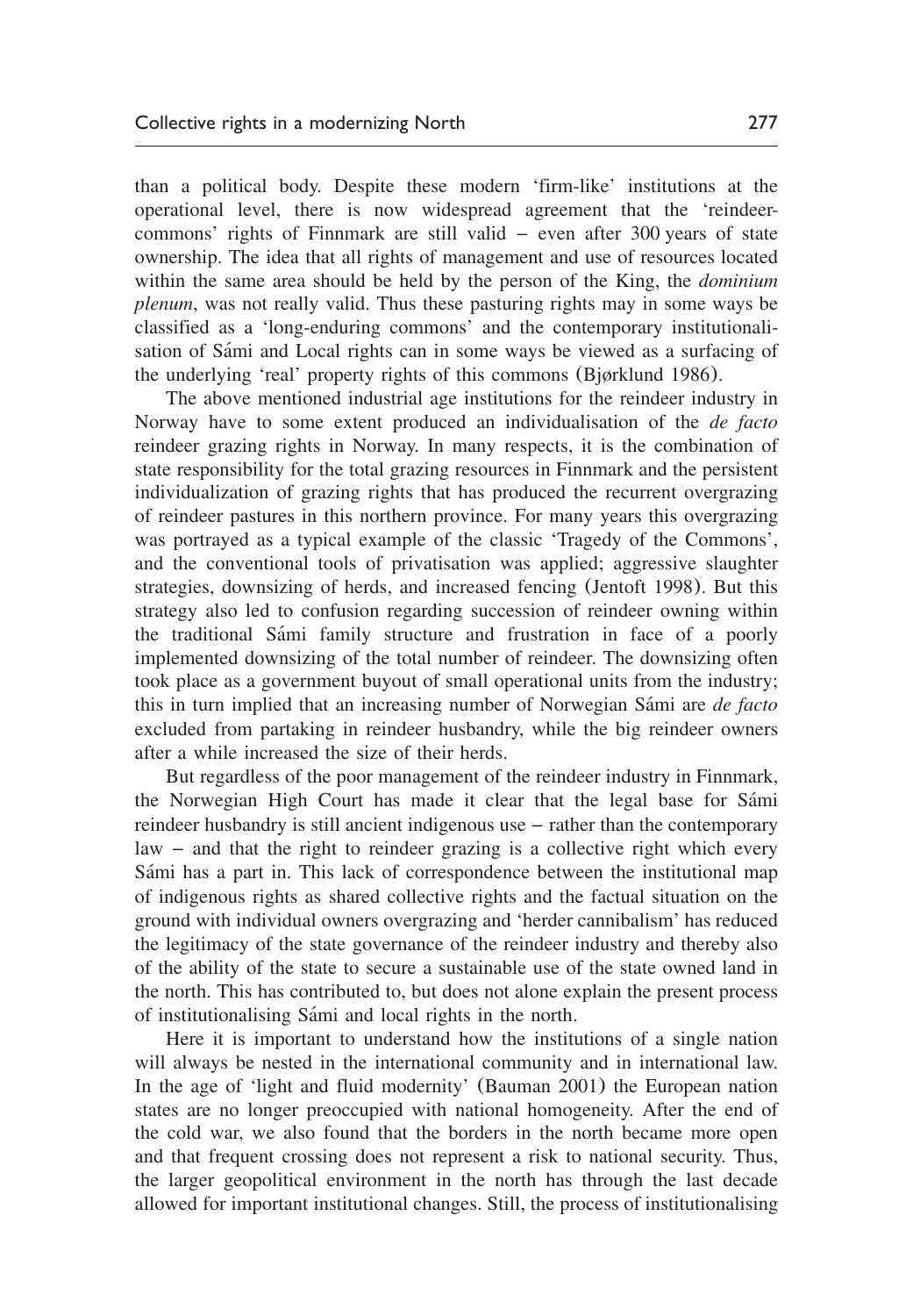than a political body. Despite these modern 'firm-like' institutions at the operational level, there is now widespread agreement that the 'reindeer-commons' rights of Finnmark are still valid – even after 300 years of state ownership. The idea that all rights of management and use of resources located within the same area should be held by the person of the King, the *dominium plenum*, was not really valid. Thus these pasturing rights may in some ways be classified as a 'long-enduring commons' and the contemporary institutionalisation of Sámi and Local rights can in some ways be viewed as a surfacing of the underlying 'real' property rights of this commons (Bjørklund 1986).

The above mentioned industrial age institutions for the reindeer industry in Norway have to some extent produced an individualisation of the *de facto* reindeer grazing rights in Norway. In many respects, it is the combination of state responsibility for the total grazing resources in Finnmark and the persistent individualization of grazing rights that has produced the recurrent overgrazing of reindeer pastures in this northern province. For many years this overgrazing was portrayed as a typical example of the classic 'Tragedy of the Commons', and the conventional tools of privatisation was applied; aggressive slaughter strategies, downsizing of herds, and increased fencing (Jentoft 1998). But this strategy also led to confusion regarding succession of reindeer owning within the traditional Sámi family structure and frustration in face of a poorly implemented downsizing of the total number of reindeer. The downsizing often took place as a government buyout of small operational units from the industry; this in turn implied that an increasing number of Norwegian Sámi are *de facto* excluded from partaking in reindeer husbandry, while the big reindeer owners after a while increased the size of their herds.

But regardless of the poor management of the reindeer industry in Finnmark, the Norwegian High Court has made it clear that the legal base for Sámi reindeer husbandry is still ancient indigenous use – rather than the contemporary law – and that the right to reindeer grazing is a collective right which every Sámi has a part in. This lack of correspondence between the institutional map of indigenous rights as shared collective rights and the factual situation on the ground with individual owners overgrazing and 'herder cannibalism' has reduced the legitimacy of the state governance of the reindeer industry and thereby also of the ability of the state to secure a sustainable use of the state owned land in the north. This has contributed to, but does not alone explain the present process of institutionalising Sámi and local rights in the north.

Here it is important to understand how the institutions of a single nation will always be nested in the international community and in international law. In the age of 'light and fluid modernity' (Bauman 2001) the European nation states are no longer preoccupied with national homogeneity. After the end of the cold war, we also found that the borders in the north became more open and that frequent crossing does not represent a risk to national security. Thus, the larger geopolitical environment in the north has through the last decade allowed for important institutional changes. Still, the process of institutionalising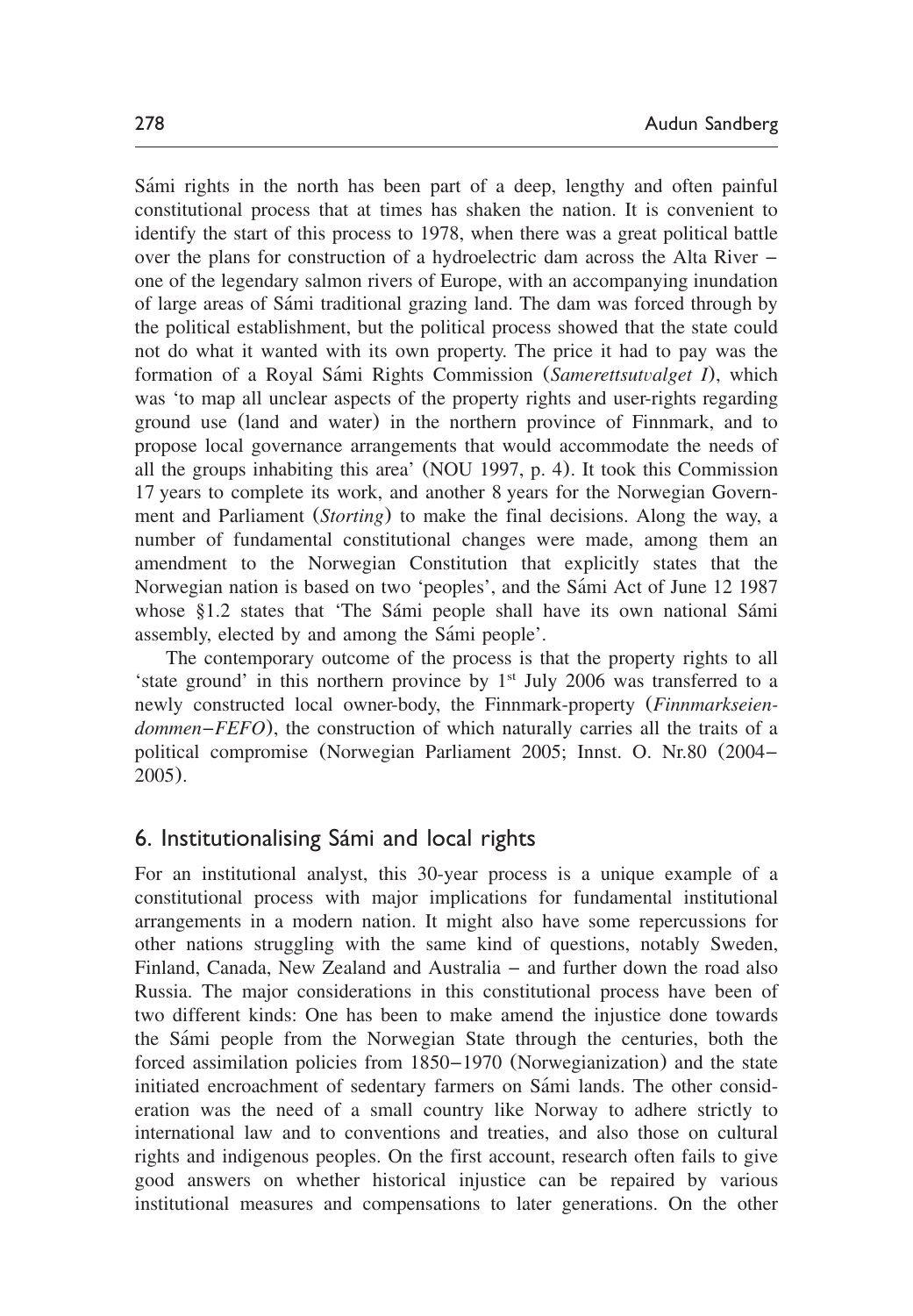Sámi rights in the north has been part of a deep, lengthy and often painful constitutional process that at times has shaken the nation. It is convenient to identify the start of this process to 1978, when there was a great political battle over the plans for construction of a hydroelectric dam across the Alta River – one of the legendary salmon rivers of Europe, with an accompanying inundation of large areas of Sámi traditional grazing land. The dam was forced through by the political establishment, but the political process showed that the state could not do what it wanted with its own property. The price it had to pay was the formation of a Royal Sámi Rights Commission (*Samerettsutvalget I*), which was 'to map all unclear aspects of the property rights and user-rights regarding ground use (land and water) in the northern province of Finnmark, and to propose local governance arrangements that would accommodate the needs of all the groups inhabiting this area' (NOU 1997, p. 4). It took this Commission 17 years to complete its work, and another 8 years for the Norwegian Government and Parliament (*Storting*) to make the final decisions. Along the way, a number of fundamental constitutional changes were made, among them an amendment to the Norwegian Constitution that explicitly states that the Norwegian nation is based on two 'peoples', and the Sámi Act of June 12 1987 whose §1.2 states that 'The Sámi people shall have its own national Sámi assembly, elected by and among the Sámi people'.

The contemporary outcome of the process is that the property rights to all 'state ground' in this northern province by 1st July 2006 was transferred to a newly constructed local owner-body, the Finnmark-property (*Finnmarkseiendommen–FEFO*), the construction of which naturally carries all the traits of a political compromise (Norwegian Parliament 2005; Innst. O. Nr.80 (2004–2005).

## 6. Institutionalising Sámi and local rights

For an institutional analyst, this 30-year process is a unique example of a constitutional process with major implications for fundamental institutional arrangements in a modern nation. It might also have some repercussions for other nations struggling with the same kind of questions, notably Sweden, Finland, Canada, New Zealand and Australia – and further down the road also Russia. The major considerations in this constitutional process have been of two different kinds: One has been to make amend the injustice done towards the Sámi people from the Norwegian State through the centuries, both the forced assimilation policies from 1850–1970 (Norwegianization) and the state initiated encroachment of sedentary farmers on Sámi lands. The other consideration was the need of a small country like Norway to adhere strictly to international law and to conventions and treaties, and also those on cultural rights and indigenous peoples. On the first account, research often fails to give good answers on whether historical injustice can be repaired by various institutional measures and compensations to later generations. On the other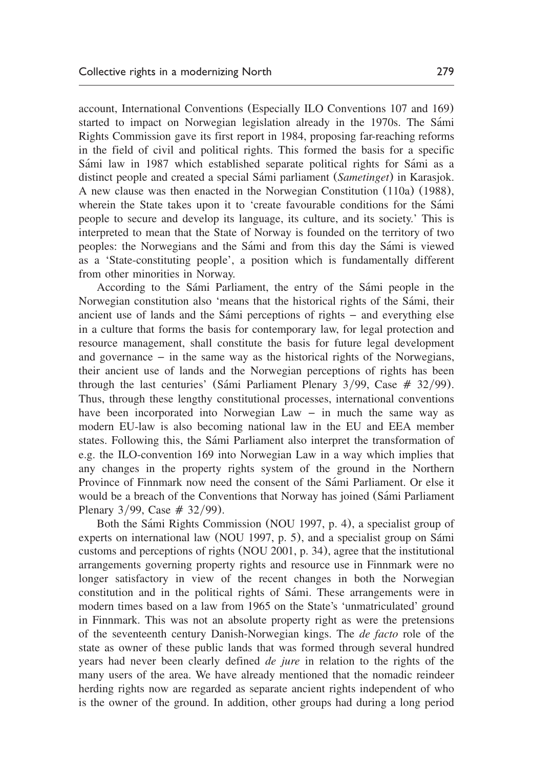account, International Conventions (Especially ILO Conventions 107 and 169) started to impact on Norwegian legislation already in the 1970s. The Sámi Rights Commission gave its first report in 1984, proposing far-reaching reforms in the field of civil and political rights. This formed the basis for a specific Sámi law in 1987 which established separate political rights for Sámi as a distinct people and created a special Sámi parliament (*Sametinget*) in Karasjok. A new clause was then enacted in the Norwegian Constitution (110a) (1988), wherein the State takes upon it to 'create favourable conditions for the Sámi people to secure and develop its language, its culture, and its society.' This is interpreted to mean that the State of Norway is founded on the territory of two peoples: the Norwegians and the Sámi and from this day the Sámi is viewed as a 'State-constituting people', a position which is fundamentally different from other minorities in Norway.

According to the Sámi Parliament, the entry of the Sámi people in the Norwegian constitution also 'means that the historical rights of the Sámi, their ancient use of lands and the Sámi perceptions of rights – and everything else in a culture that forms the basis for contemporary law, for legal protection and resource management, shall constitute the basis for future legal development and governance – in the same way as the historical rights of the Norwegians, their ancient use of lands and the Norwegian perceptions of rights has been through the last centuries' (Sámi Parliament Plenary 3/99, Case # 32/99). Thus, through these lengthy constitutional processes, international conventions have been incorporated into Norwegian Law – in much the same way as modern EU-law is also becoming national law in the EU and EEA member states. Following this, the Sámi Parliament also interpret the transformation of e.g. the ILO-convention 169 into Norwegian Law in a way which implies that any changes in the property rights system of the ground in the Northern Province of Finnmark now need the consent of the Sámi Parliament. Or else it would be a breach of the Conventions that Norway has joined (Sámi Parliament Plenary 3/99, Case # 32/99).

Both the Sámi Rights Commission (NOU 1997, p. 4), a specialist group of experts on international law (NOU 1997, p. 5), and a specialist group on Sámi customs and perceptions of rights (NOU 2001, p. 34), agree that the institutional arrangements governing property rights and resource use in Finnmark were no longer satisfactory in view of the recent changes in both the Norwegian constitution and in the political rights of Sámi. These arrangements were in modern times based on a law from 1965 on the State's 'unmatriculated' ground in Finnmark. This was not an absolute property right as were the pretensions of the seventeenth century Danish-Norwegian kings. The *de facto* role of the state as owner of these public lands that was formed through several hundred years had never been clearly defined *de jure* in relation to the rights of the many users of the area. We have already mentioned that the nomadic reindeer herding rights now are regarded as separate ancient rights independent of who is the owner of the ground. In addition, other groups had during a long period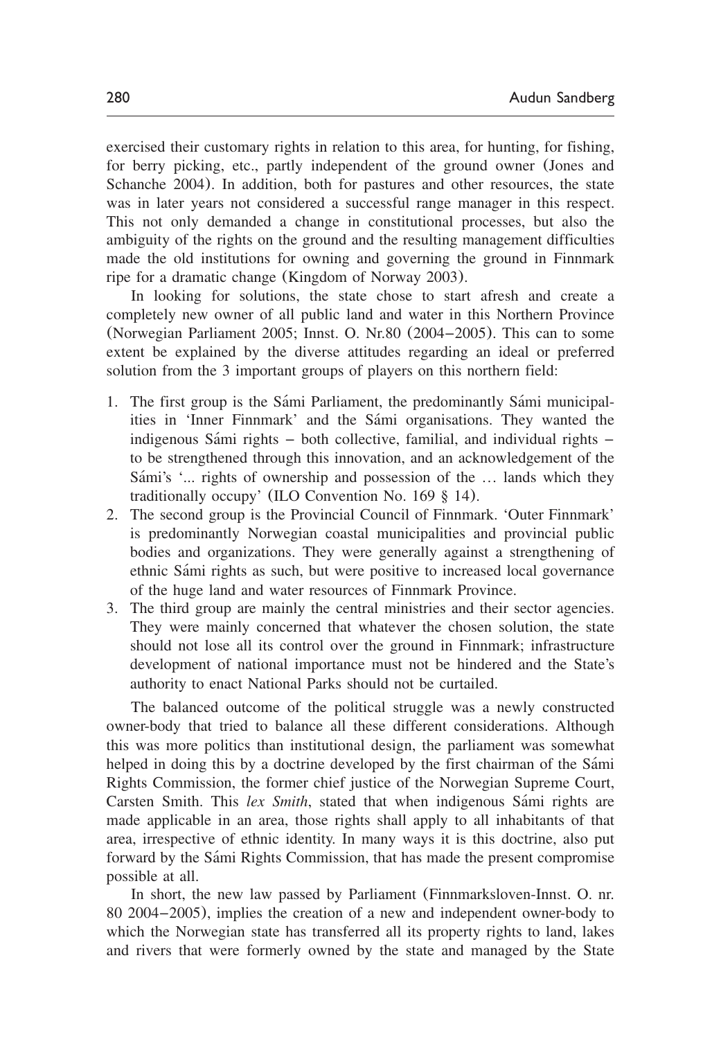exercised their customary rights in relation to this area, for hunting, for fishing, for berry picking, etc., partly independent of the ground owner (Jones and Schanche 2004). In addition, both for pastures and other resources, the state was in later years not considered a successful range manager in this respect. This not only demanded a change in constitutional processes, but also the ambiguity of the rights on the ground and the resulting management difficulties made the old institutions for owning and governing the ground in Finnmark ripe for a dramatic change (Kingdom of Norway 2003).

In looking for solutions, the state chose to start afresh and create a completely new owner of all public land and water in this Northern Province (Norwegian Parliament 2005; Innst. O. Nr.80 (2004–2005). This can to some extent be explained by the diverse attitudes regarding an ideal or preferred solution from the 3 important groups of players on this northern field:

1. The first group is the Sámi Parliament, the predominantly Sámi municipalities in 'Inner Finnmark' and the Sámi organisations. They wanted the indigenous Sámi rights – both collective, familial, and individual rights – to be strengthened through this innovation, and an acknowledgement of the Sámi's '... rights of ownership and possession of the … lands which they traditionally occupy' (ILO Convention No. 169 § 14).
2. The second group is the Provincial Council of Finnmark. 'Outer Finnmark' is predominantly Norwegian coastal municipalities and provincial public bodies and organizations. They were generally against a strengthening of ethnic Sámi rights as such, but were positive to increased local governance of the huge land and water resources of Finnmark Province.
3. The third group are mainly the central ministries and their sector agencies. They were mainly concerned that whatever the chosen solution, the state should not lose all its control over the ground in Finnmark; infrastructure development of national importance must not be hindered and the State's authority to enact National Parks should not be curtailed.

The balanced outcome of the political struggle was a newly constructed owner-body that tried to balance all these different considerations. Although this was more politics than institutional design, the parliament was somewhat helped in doing this by a doctrine developed by the first chairman of the Sámi Rights Commission, the former chief justice of the Norwegian Supreme Court, Carsten Smith. This *lex Smith*, stated that when indigenous Sámi rights are made applicable in an area, those rights shall apply to all inhabitants of that area, irrespective of ethnic identity. In many ways it is this doctrine, also put forward by the Sámi Rights Commission, that has made the present compromise possible at all.

In short, the new law passed by Parliament (Finnmarksloven-Innst. O. nr. 80 2004–2005), implies the creation of a new and independent owner-body to which the Norwegian state has transferred all its property rights to land, lakes and rivers that were formerly owned by the state and managed by the State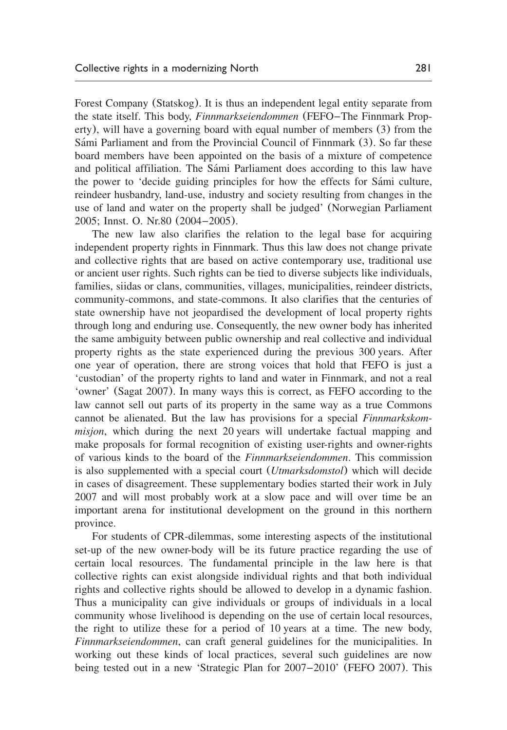Forest Company (Statskog). It is thus an independent legal entity separate from the state itself. This body, *Finnmarkseiendommen* (FEFO–The Finnmark Property), will have a governing board with equal number of members (3) from the Sámi Parliament and from the Provincial Council of Finnmark (3). So far these board members have been appointed on the basis of a mixture of competence and political affiliation. The Sámi Parliament does according to this law have the power to 'decide guiding principles for how the effects for Sámi culture, reindeer husbandry, land-use, industry and society resulting from changes in the use of land and water on the property shall be judged' (Norwegian Parliament 2005; Innst. O. Nr.80 (2004–2005).

The new law also clarifies the relation to the legal base for acquiring independent property rights in Finnmark. Thus this law does not change private and collective rights that are based on active contemporary use, traditional use or ancient user rights. Such rights can be tied to diverse subjects like individuals, families, siidas or clans, communities, villages, municipalities, reindeer districts, community-commons, and state-commons. It also clarifies that the centuries of state ownership have not jeopardised the development of local property rights through long and enduring use. Consequently, the new owner body has inherited the same ambiguity between public ownership and real collective and individual property rights as the state experienced during the previous 300 years. After one year of operation, there are strong voices that hold that FEFO is just a 'custodian' of the property rights to land and water in Finnmark, and not a real 'owner' (Sagat 2007). In many ways this is correct, as FEFO according to the law cannot sell out parts of its property in the same way as a true Commons cannot be alienated. But the law has provisions for a special *Finnmarkskommisjon*, which during the next 20 years will undertake factual mapping and make proposals for formal recognition of existing user-rights and owner-rights of various kinds to the board of the *Finnmarkseiendommen*. This commission is also supplemented with a special court (*Utmarksdomstol*) which will decide in cases of disagreement. These supplementary bodies started their work in July 2007 and will most probably work at a slow pace and will over time be an important arena for institutional development on the ground in this northern province.

For students of CPR-dilemmas, some interesting aspects of the institutional set-up of the new owner-body will be its future practice regarding the use of certain local resources. The fundamental principle in the law here is that collective rights can exist alongside individual rights and that both individual rights and collective rights should be allowed to develop in a dynamic fashion. Thus a municipality can give individuals or groups of individuals in a local community whose livelihood is depending on the use of certain local resources, the right to utilize these for a period of 10 years at a time. The new body, *Finnmarkseiendommen*, can craft general guidelines for the municipalities. In working out these kinds of local practices, several such guidelines are now being tested out in a new 'Strategic Plan for 2007–2010' (FEFO 2007). This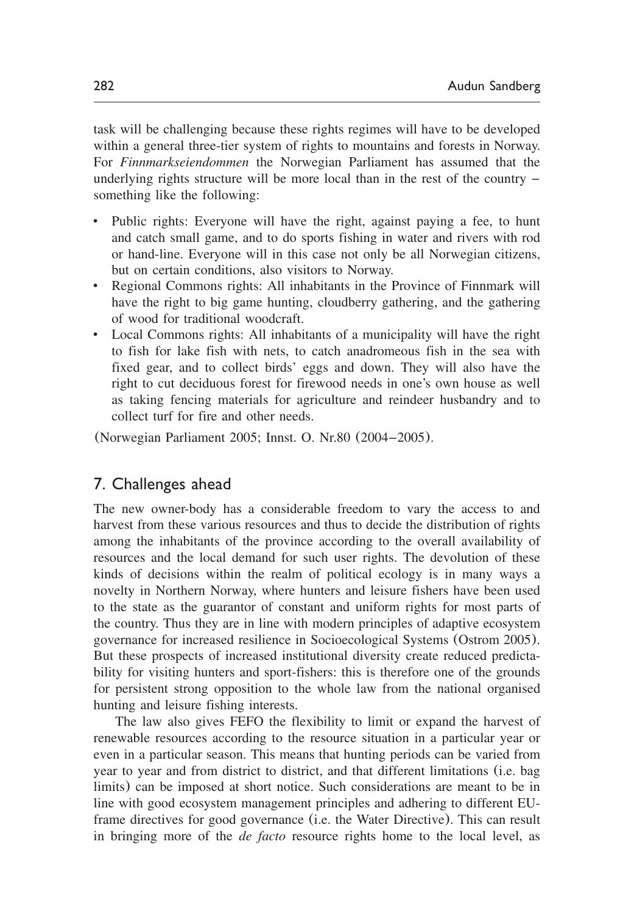task will be challenging because these rights regimes will have to be developed within a general three-tier system of rights to mountains and forests in Norway. For *Finnmarkseiendommen* the Norwegian Parliament has assumed that the underlying rights structure will be more local than in the rest of the country – something like the following:

- Public rights: Everyone will have the right, against paying a fee, to hunt and catch small game, and to do sports fishing in water and rivers with rod or hand-line. Everyone will in this case not only be all Norwegian citizens, but on certain conditions, also visitors to Norway.
- Regional Commons rights: All inhabitants in the Province of Finnmark will have the right to big game hunting, cloudberry gathering, and the gathering of wood for traditional woodcraft.
- Local Commons rights: All inhabitants of a municipality will have the right to fish for lake fish with nets, to catch anadromeous fish in the sea with fixed gear, and to collect birds' eggs and down. They will also have the right to cut deciduous forest for firewood needs in one's own house as well as taking fencing materials for agriculture and reindeer husbandry and to collect turf for fire and other needs.

(Norwegian Parliament 2005; Innst. O. Nr.80 (2004–2005).

## 7. Challenges ahead

The new owner-body has a considerable freedom to vary the access to and harvest from these various resources and thus to decide the distribution of rights among the inhabitants of the province according to the overall availability of resources and the local demand for such user rights. The devolution of these kinds of decisions within the realm of political ecology is in many ways a novelty in Northern Norway, where hunters and leisure fishers have been used to the state as the guarantor of constant and uniform rights for most parts of the country. Thus they are in line with modern principles of adaptive ecosystem governance for increased resilience in Socioecological Systems (Ostrom 2005). But these prospects of increased institutional diversity create reduced predictability for visiting hunters and sport-fishers: this is therefore one of the grounds for persistent strong opposition to the whole law from the national organised hunting and leisure fishing interests.

The law also gives FEFO the flexibility to limit or expand the harvest of renewable resources according to the resource situation in a particular year or even in a particular season. This means that hunting periods can be varied from year to year and from district to district, and that different limitations (i.e. bag limits) can be imposed at short notice. Such considerations are meant to be in line with good ecosystem management principles and adhering to different EU-frame directives for good governance (i.e. the Water Directive). This can result in bringing more of the *de facto* resource rights home to the local level, as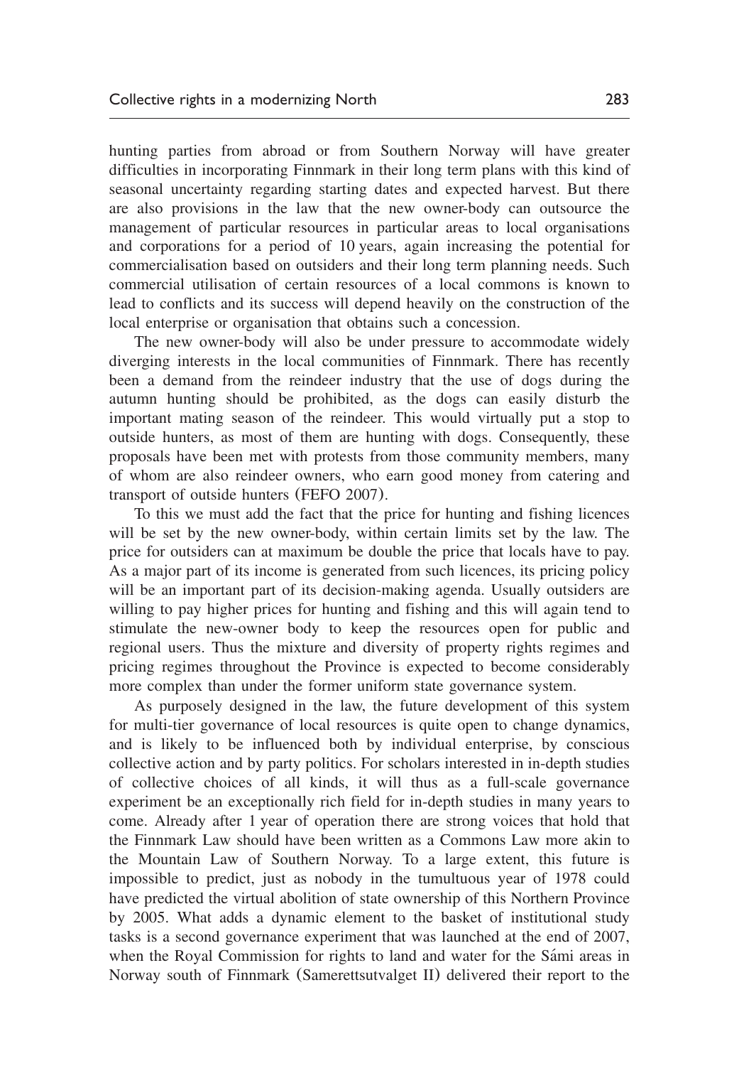hunting parties from abroad or from Southern Norway will have greater difficulties in incorporating Finnmark in their long term plans with this kind of seasonal uncertainty regarding starting dates and expected harvest. But there are also provisions in the law that the new owner-body can outsource the management of particular resources in particular areas to local organisations and corporations for a period of 10 years, again increasing the potential for commercialisation based on outsiders and their long term planning needs. Such commercial utilisation of certain resources of a local commons is known to lead to conflicts and its success will depend heavily on the construction of the local enterprise or organisation that obtains such a concession.

The new owner-body will also be under pressure to accommodate widely diverging interests in the local communities of Finnmark. There has recently been a demand from the reindeer industry that the use of dogs during the autumn hunting should be prohibited, as the dogs can easily disturb the important mating season of the reindeer. This would virtually put a stop to outside hunters, as most of them are hunting with dogs. Consequently, these proposals have been met with protests from those community members, many of whom are also reindeer owners, who earn good money from catering and transport of outside hunters (FEFO 2007).

To this we must add the fact that the price for hunting and fishing licences will be set by the new owner-body, within certain limits set by the law. The price for outsiders can at maximum be double the price that locals have to pay. As a major part of its income is generated from such licences, its pricing policy will be an important part of its decision-making agenda. Usually outsiders are willing to pay higher prices for hunting and fishing and this will again tend to stimulate the new-owner body to keep the resources open for public and regional users. Thus the mixture and diversity of property rights regimes and pricing regimes throughout the Province is expected to become considerably more complex than under the former uniform state governance system.

As purposely designed in the law, the future development of this system for multi-tier governance of local resources is quite open to change dynamics, and is likely to be influenced both by individual enterprise, by conscious collective action and by party politics. For scholars interested in in-depth studies of collective choices of all kinds, it will thus as a full-scale governance experiment be an exceptionally rich field for in-depth studies in many years to come. Already after 1 year of operation there are strong voices that hold that the Finnmark Law should have been written as a Commons Law more akin to the Mountain Law of Southern Norway. To a large extent, this future is impossible to predict, just as nobody in the tumultuous year of 1978 could have predicted the virtual abolition of state ownership of this Northern Province by 2005. What adds a dynamic element to the basket of institutional study tasks is a second governance experiment that was launched at the end of 2007, when the Royal Commission for rights to land and water for the Sámi areas in Norway south of Finnmark (Samerettsutvalget II) delivered their report to the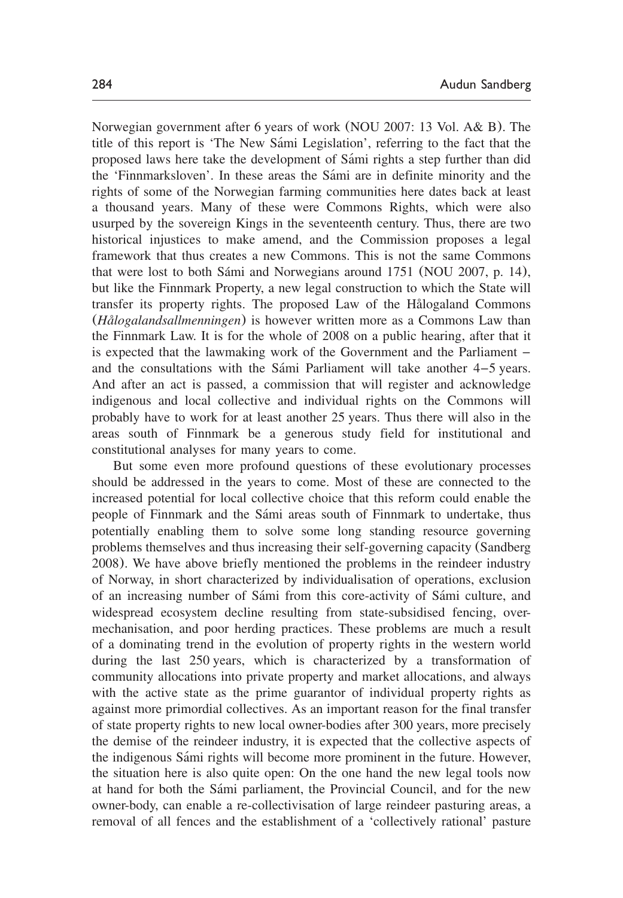Norwegian government after 6 years of work (NOU 2007: 13 Vol. A& B). The title of this report is 'The New Sámi Legislation', referring to the fact that the proposed laws here take the development of Sámi rights a step further than did the 'Finnmarksloven'. In these areas the Sámi are in definite minority and the rights of some of the Norwegian farming communities here dates back at least a thousand years. Many of these were Commons Rights, which were also usurped by the sovereign Kings in the seventeenth century. Thus, there are two historical injustices to make amend, and the Commission proposes a legal framework that thus creates a new Commons. This is not the same Commons that were lost to both Sámi and Norwegians around 1751 (NOU 2007, p. 14), but like the Finnmark Property, a new legal construction to which the State will transfer its property rights. The proposed Law of the Hålogaland Commons (*Hålogalandsallmenningen*) is however written more as a Commons Law than the Finnmark Law. It is for the whole of 2008 on a public hearing, after that it is expected that the lawmaking work of the Government and the Parliament – and the consultations with the Sámi Parliament will take another 4–5 years. And after an act is passed, a commission that will register and acknowledge indigenous and local collective and individual rights on the Commons will probably have to work for at least another 25 years. Thus there will also in the areas south of Finnmark be a generous study field for institutional and constitutional analyses for many years to come.

But some even more profound questions of these evolutionary processes should be addressed in the years to come. Most of these are connected to the increased potential for local collective choice that this reform could enable the people of Finnmark and the Sámi areas south of Finnmark to undertake, thus potentially enabling them to solve some long standing resource governing problems themselves and thus increasing their self-governing capacity (Sandberg 2008). We have above briefly mentioned the problems in the reindeer industry of Norway, in short characterized by individualisation of operations, exclusion of an increasing number of Sámi from this core-activity of Sámi culture, and widespread ecosystem decline resulting from state-subsidised fencing, over-mechanisation, and poor herding practices. These problems are much a result of a dominating trend in the evolution of property rights in the western world during the last 250 years, which is characterized by a transformation of community allocations into private property and market allocations, and always with the active state as the prime guarantor of individual property rights as against more primordial collectives. As an important reason for the final transfer of state property rights to new local owner-bodies after 300 years, more precisely the demise of the reindeer industry, it is expected that the collective aspects of the indigenous Sámi rights will become more prominent in the future. However, the situation here is also quite open: On the one hand the new legal tools now at hand for both the Sámi parliament, the Provincial Council, and for the new owner-body, can enable a re-collectivisation of large reindeer pasturing areas, a removal of all fences and the establishment of a 'collectively rational' pasture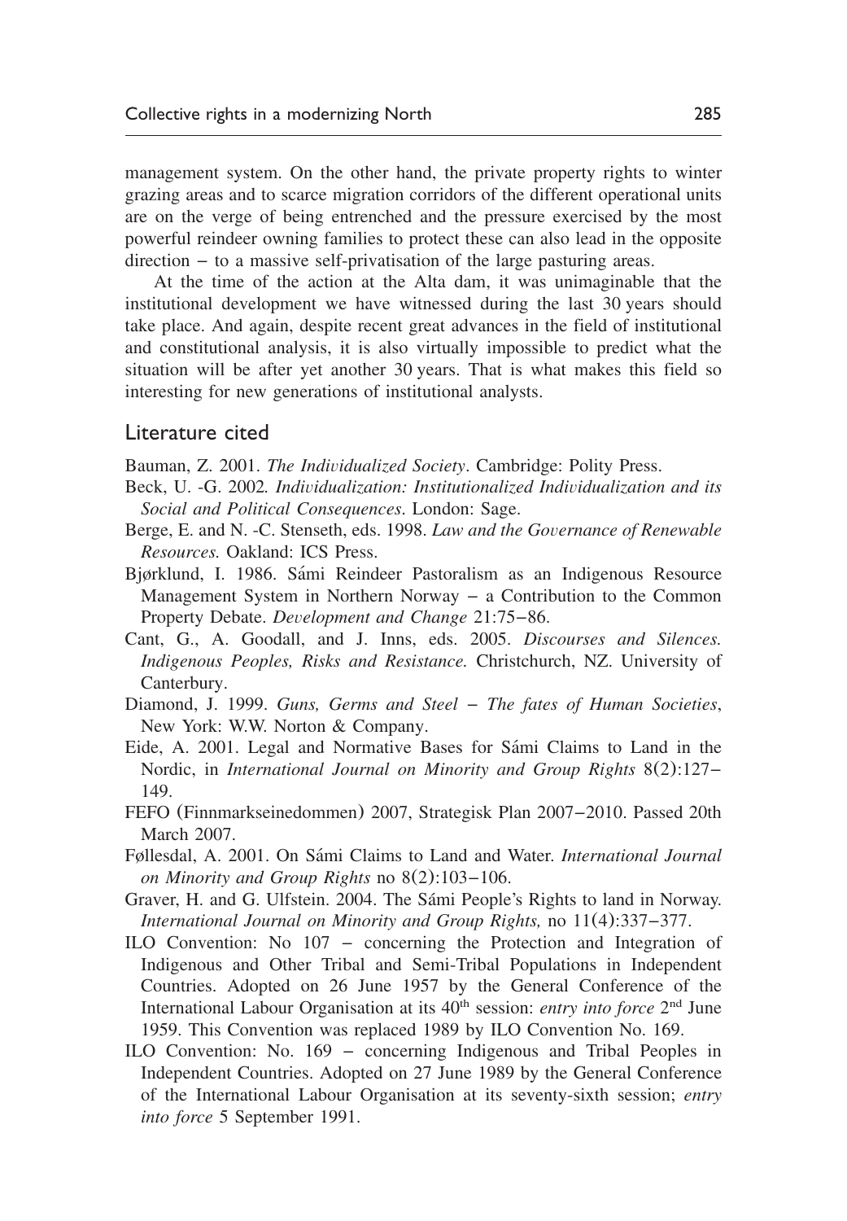management system. On the other hand, the private property rights to winter grazing areas and to scarce migration corridors of the different operational units are on the verge of being entrenched and the pressure exercised by the most powerful reindeer owning families to protect these can also lead in the opposite direction – to a massive self-privatisation of the large pasturing areas.

At the time of the action at the Alta dam, it was unimaginable that the institutional development we have witnessed during the last 30 years should take place. And again, despite recent great advances in the field of institutional and constitutional analysis, it is also virtually impossible to predict what the situation will be after yet another 30 years. That is what makes this field so interesting for new generations of institutional analysts.

## Literature cited

Bauman, Z. 2001. *The Individualized Society*. Cambridge: Polity Press.

Beck, U. -G. 2002. *Individualization: Institutionalized Individualization and its Social and Political Consequences*. London: Sage.

Berge, E. and N. -C. Stenseth, eds. 1998. *Law and the Governance of Renewable Resources.* Oakland: ICS Press.

Bjørklund, I. 1986. Sámi Reindeer Pastoralism as an Indigenous Resource Management System in Northern Norway – a Contribution to the Common Property Debate. *Development and Change* 21:75–86.

Cant, G., A. Goodall, and J. Inns, eds. 2005. *Discourses and Silences. Indigenous Peoples, Risks and Resistance.* Christchurch, NZ. University of Canterbury.

Diamond, J. 1999. *Guns, Germs and Steel – The fates of Human Societies*, New York: W.W. Norton & Company.

Eide, A. 2001. Legal and Normative Bases for Sámi Claims to Land in the Nordic, in *International Journal on Minority and Group Rights* 8(2):127–149.

FEFO (Finnmarkseinedommen) 2007, Strategisk Plan 2007–2010. Passed 20th March 2007.

Føllesdal, A. 2001. On Sámi Claims to Land and Water. *International Journal on Minority and Group Rights* no 8(2):103–106.

Graver, H. and G. Ulfstein. 2004. The Sámi People's Rights to land in Norway. *International Journal on Minority and Group Rights,* no 11(4):337–377.

ILO Convention: No 107 – concerning the Protection and Integration of Indigenous and Other Tribal and Semi-Tribal Populations in Independent Countries. Adopted on 26 June 1957 by the General Conference of the International Labour Organisation at its 40th session: *entry into force* 2nd June 1959. This Convention was replaced 1989 by ILO Convention No. 169.

ILO Convention: No. 169 – concerning Indigenous and Tribal Peoples in Independent Countries. Adopted on 27 June 1989 by the General Conference of the International Labour Organisation at its seventy-sixth session; *entry into force* 5 September 1991.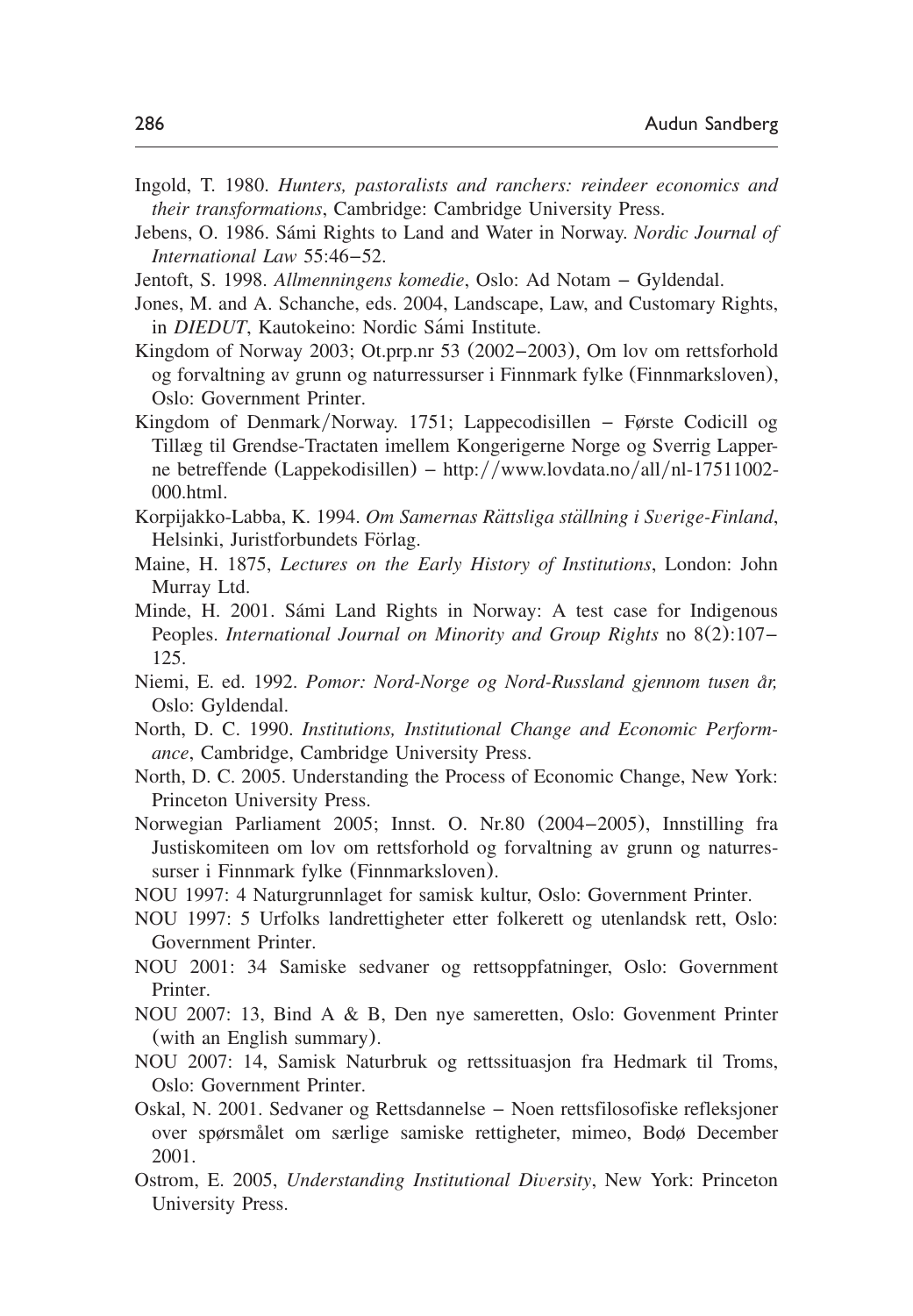Ingold, T. 1980. *Hunters, pastoralists and ranchers: reindeer economics and their transformations*, Cambridge: Cambridge University Press.

Jebens, O. 1986. Sámi Rights to Land and Water in Norway. *Nordic Journal of International Law* 55:46–52.

Jentoft, S. 1998. *Allmenningens komedie*, Oslo: Ad Notam – Gyldendal.

Jones, M. and A. Schanche, eds. 2004, Landscape, Law, and Customary Rights, in *DIEDUT*, Kautokeino: Nordic Sámi Institute.

Kingdom of Norway 2003; Ot.prp.nr 53 (2002–2003), Om lov om rettsforhold og forvaltning av grunn og naturressurser i Finnmark fylke (Finnmarksloven), Oslo: Government Printer.

Kingdom of Denmark/Norway. 1751; Lappecodisillen – Første Codicill og Tillæg til Grendse-Tractaten imellem Kongerigerne Norge og Sverrig Lapperne betreffende (Lappekodisillen) – http://www.lovdata.no/all/nl-17511002-000.html.

Korpijakko-Labba, K. 1994. *Om Samernas Rättsliga ställning i Sverige-Finland*, Helsinki, Juristforbundets Förlag.

Maine, H. 1875, *Lectures on the Early History of Institutions*, London: John Murray Ltd.

Minde, H. 2001. Sámi Land Rights in Norway: A test case for Indigenous Peoples. *International Journal on Minority and Group Rights* no 8(2):107–125.

Niemi, E. ed. 1992. *Pomor: Nord-Norge og Nord-Russland gjennom tusen år,* Oslo: Gyldendal.

North, D. C. 1990. *Institutions, Institutional Change and Economic Performance*, Cambridge, Cambridge University Press.

North, D. C. 2005. Understanding the Process of Economic Change, New York: Princeton University Press.

Norwegian Parliament 2005; Innst. O. Nr.80 (2004–2005), Innstilling fra Justiskomiteen om lov om rettsforhold og forvaltning av grunn og naturressurser i Finnmark fylke (Finnmarksloven).

NOU 1997: 4 Naturgrunnlaget for samisk kultur, Oslo: Government Printer.

NOU 1997: 5 Urfolks landrettigheter etter folkerett og utenlandsk rett, Oslo: Government Printer.

NOU 2001: 34 Samiske sedvaner og rettsoppfatninger, Oslo: Government Printer.

NOU 2007: 13, Bind A & B, Den nye sameretten, Oslo: Govenment Printer (with an English summary).

NOU 2007: 14, Samisk Naturbruk og rettssituasjon fra Hedmark til Troms, Oslo: Government Printer.

Oskal, N. 2001. Sedvaner og Rettsdannelse – Noen rettsfilosofiske refleksjoner over spørsmålet om særlige samiske rettigheter, mimeo, Bodø December 2001.

Ostrom, E. 2005, *Understanding Institutional Diversity*, New York: Princeton University Press.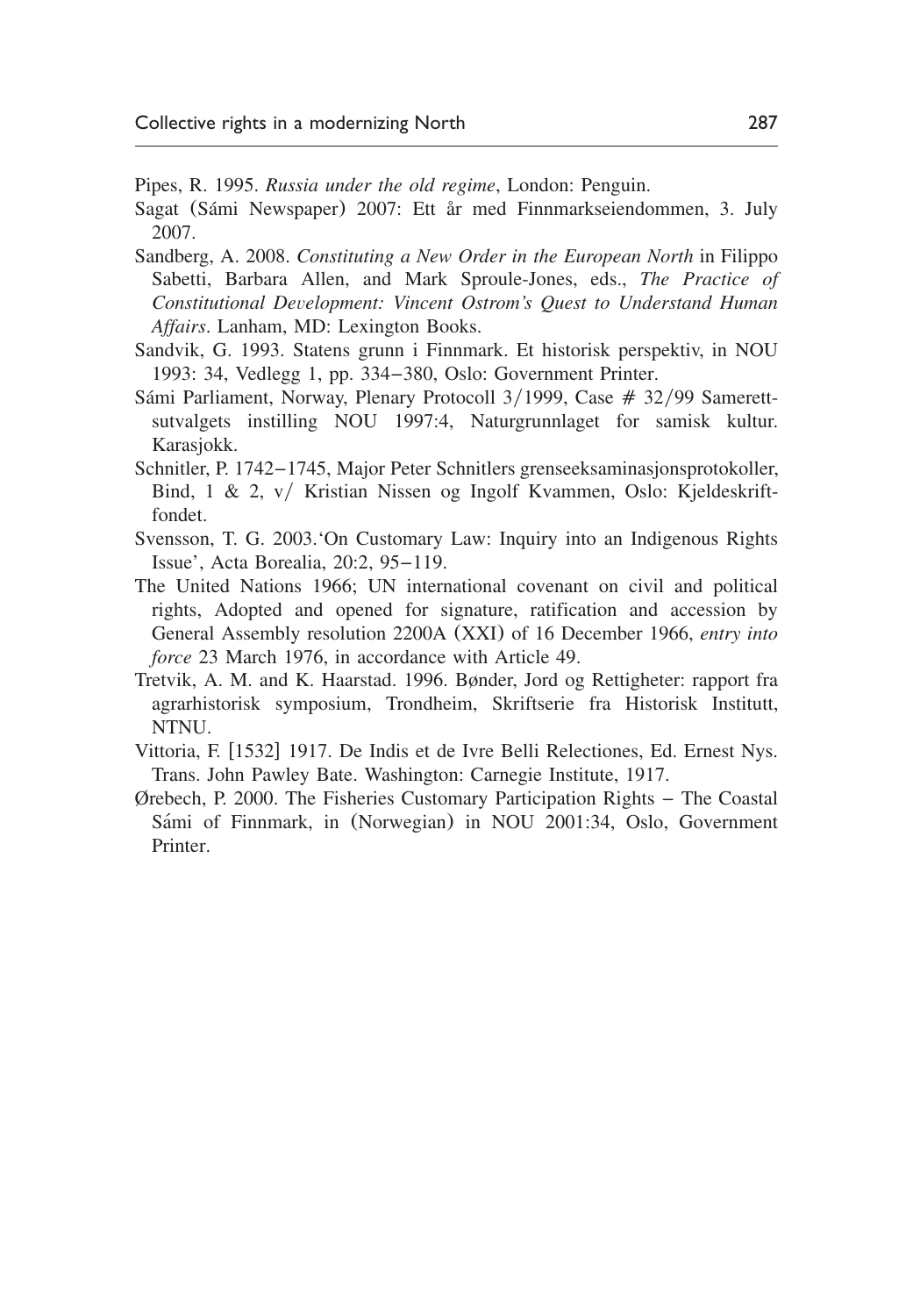Pipes, R. 1995. *Russia under the old regime*, London: Penguin.

Sagat (Sámi Newspaper) 2007: Ett år med Finnmarkseiendommen, 3. July 2007.

Sandberg, A. 2008. *Constituting a New Order in the European North* in Filippo Sabetti, Barbara Allen, and Mark Sproule-Jones, eds., *The Practice of Constitutional Development: Vincent Ostrom's Quest to Understand Human Affairs*. Lanham, MD: Lexington Books.

Sandvik, G. 1993. Statens grunn i Finnmark. Et historisk perspektiv, in NOU 1993: 34, Vedlegg 1, pp. 334–380, Oslo: Government Printer.

Sámi Parliament, Norway, Plenary Protocoll 3/1999, Case # 32/99 Samerettsutvalgets instilling NOU 1997:4, Naturgrunnlaget for samisk kultur. Karasjokk.

Schnitler, P. 1742–1745, Major Peter Schnitlers grenseeksaminasjonsprotokoller, Bind, 1 & 2, v/ Kristian Nissen og Ingolf Kvammen, Oslo: Kjeldeskriftfondet.

Svensson, T. G. 2003.'On Customary Law: Inquiry into an Indigenous Rights Issue', Acta Borealia, 20:2, 95–119.

The United Nations 1966; UN international covenant on civil and political rights, Adopted and opened for signature, ratification and accession by General Assembly resolution 2200A (XXI) of 16 December 1966, *entry into force* 23 March 1976, in accordance with Article 49.

Tretvik, A. M. and K. Haarstad. 1996. Bønder, Jord og Rettigheter: rapport fra agrarhistorisk symposium, Trondheim, Skriftserie fra Historisk Institutt, NTNU.

Vittoria, F. [1532] 1917. De Indis et de Ivre Belli Relectiones, Ed. Ernest Nys. Trans. John Pawley Bate. Washington: Carnegie Institute, 1917.

Ørebech, P. 2000. The Fisheries Customary Participation Rights – The Coastal Sámi of Finnmark, in (Norwegian) in NOU 2001:34, Oslo, Government Printer.